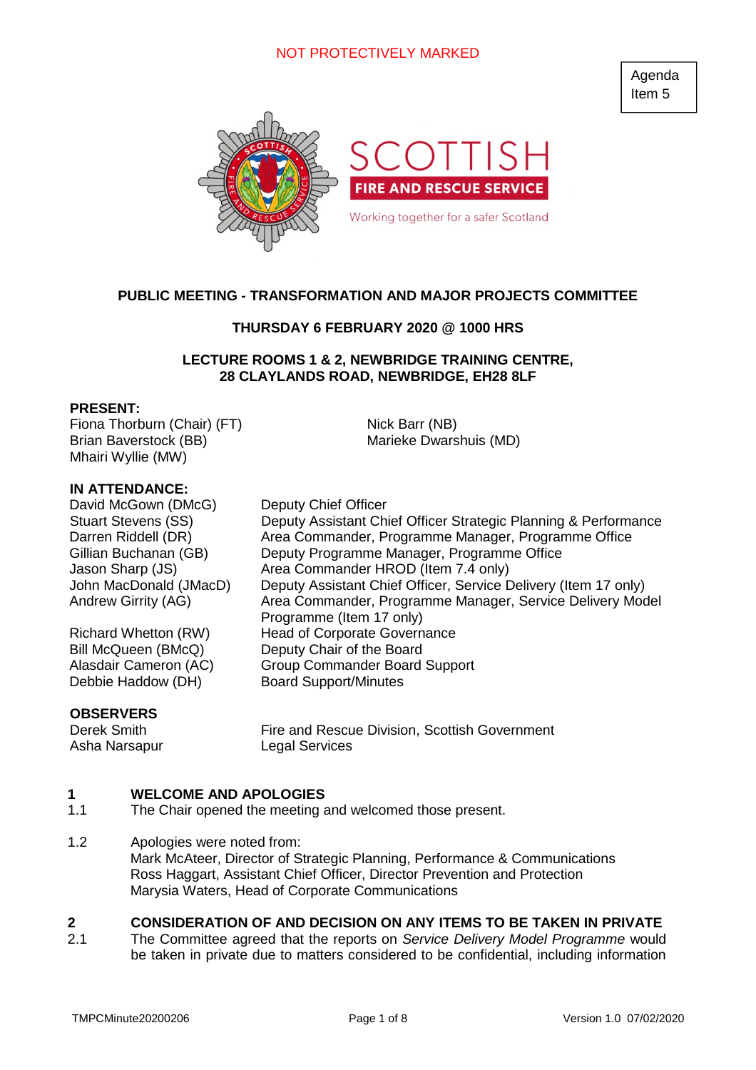NOT PROTECTIVELY MARKED

Agenda Item 5

**PUBLIC MEETING - TRANSFORMATION AND MAJOR PROJECTS COMMITTEE**

**THURSDAY 6 FEBRUARY 2020 @ 1000 HRS**

**LECTURE ROOMS 1 & 2, NEWBRIDGE TRAINING CENTRE, 28 CLAYLANDS ROAD, NEWBRIDGE, EH28 8LF**

**PRESENT:**

Fiona Thorburn (Chair) (FT)
Brian Baverstock (BB)
Mhairi Wyllie (MW)
Nick Barr (NB)
Marieke Dwarshuis (MD)

**IN ATTENDANCE:**

| | |
|---|---|
| David McGown (DMcG) | Deputy Chief Officer |
| Stuart Stevens (SS) | Deputy Assistant Chief Officer Strategic Planning & Performance |
| Darren Riddell (DR) | Area Commander, Programme Manager, Programme Office |
| Gillian Buchanan (GB) | Deputy Programme Manager, Programme Office |
| Jason Sharp (JS) | Area Commander HROD (Item 7.4 only) |
| John MacDonald (JMacD) | Deputy Assistant Chief Officer, Service Delivery (Item 17 only) |
| Andrew Girrity (AG) | Area Commander, Programme Manager, Service Delivery Model Programme (Item 17 only) |
| Richard Whetton (RW) | Head of Corporate Governance |
| Bill McQueen (BMcQ) | Deputy Chair of the Board |
| Alasdair Cameron (AC) | Group Commander Board Support |
| Debbie Haddow (DH) | Board Support/Minutes |

**OBSERVERS**

| | |
|---|---|
| Derek Smith | Fire and Rescue Division, Scottish Government |
| Asha Narsapur | Legal Services |

## 1 WELCOME AND APOLOGIES

1.1 The Chair opened the meeting and welcomed those present.

1.2 Apologies were noted from:
Mark McAteer, Director of Strategic Planning, Performance & Communications
Ross Haggart, Assistant Chief Officer, Director Prevention and Protection
Marysia Waters, Head of Corporate Communications

## 2 CONSIDERATION OF AND DECISION ON ANY ITEMS TO BE TAKEN IN PRIVATE

2.1 The Committee agreed that the reports on *Service Delivery Model Programme* would be taken in private due to matters considered to be confidential, including information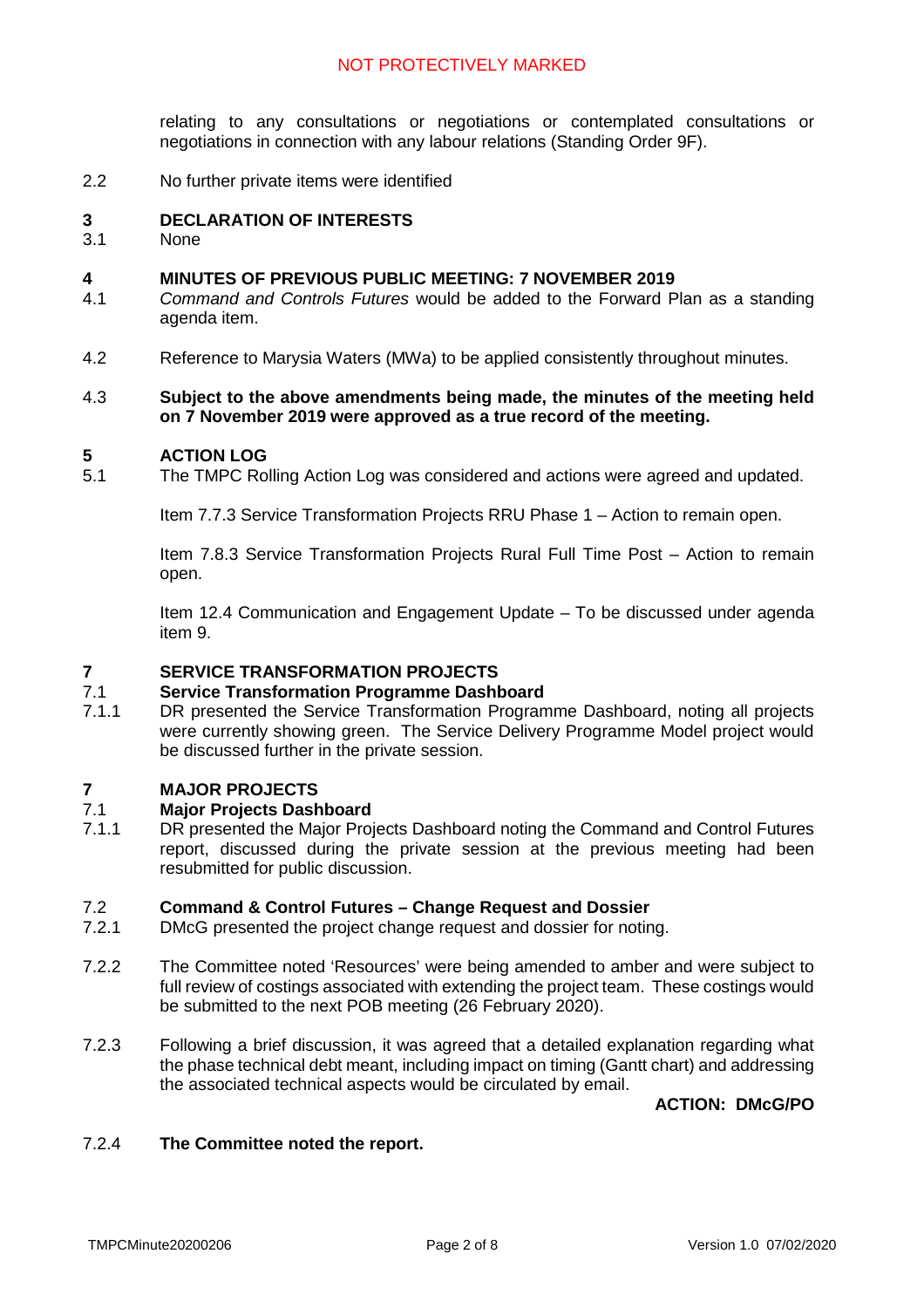relating to any consultations or negotiations or contemplated consultations or negotiations in connection with any labour relations (Standing Order 9F).

2.2 No further private items were identified

## 3 DECLARATION OF INTERESTS

3.1 None

## 4 MINUTES OF PREVIOUS PUBLIC MEETING: 7 NOVEMBER 2019

4.1 *Command and Controls Futures* would be added to the Forward Plan as a standing agenda item.

4.2 Reference to Marysia Waters (MWa) to be applied consistently throughout minutes.

4.3 **Subject to the above amendments being made, the minutes of the meeting held on 7 November 2019 were approved as a true record of the meeting.**

## 5 ACTION LOG

5.1 The TMPC Rolling Action Log was considered and actions were agreed and updated.

Item 7.7.3 Service Transformation Projects RRU Phase 1 – Action to remain open.

Item 7.8.3 Service Transformation Projects Rural Full Time Post – Action to remain open.

Item 12.4 Communication and Engagement Update – To be discussed under agenda item 9.

## 7 SERVICE TRANSFORMATION PROJECTS

### 7.1 Service Transformation Programme Dashboard

7.1.1 DR presented the Service Transformation Programme Dashboard, noting all projects were currently showing green. The Service Delivery Programme Model project would be discussed further in the private session.

## 7 MAJOR PROJECTS

### 7.1 Major Projects Dashboard

7.1.1 DR presented the Major Projects Dashboard noting the Command and Control Futures report, discussed during the private session at the previous meeting had been resubmitted for public discussion.

### 7.2 Command & Control Futures – Change Request and Dossier

7.2.1 DMcG presented the project change request and dossier for noting.

7.2.2 The Committee noted 'Resources' were being amended to amber and were subject to full review of costings associated with extending the project team. These costings would be submitted to the next POB meeting (26 February 2020).

7.2.3 Following a brief discussion, it was agreed that a detailed explanation regarding what the phase technical debt meant, including impact on timing (Gantt chart) and addressing the associated technical aspects would be circulated by email.

**ACTION: DMcG/PO**

7.2.4 **The Committee noted the report.**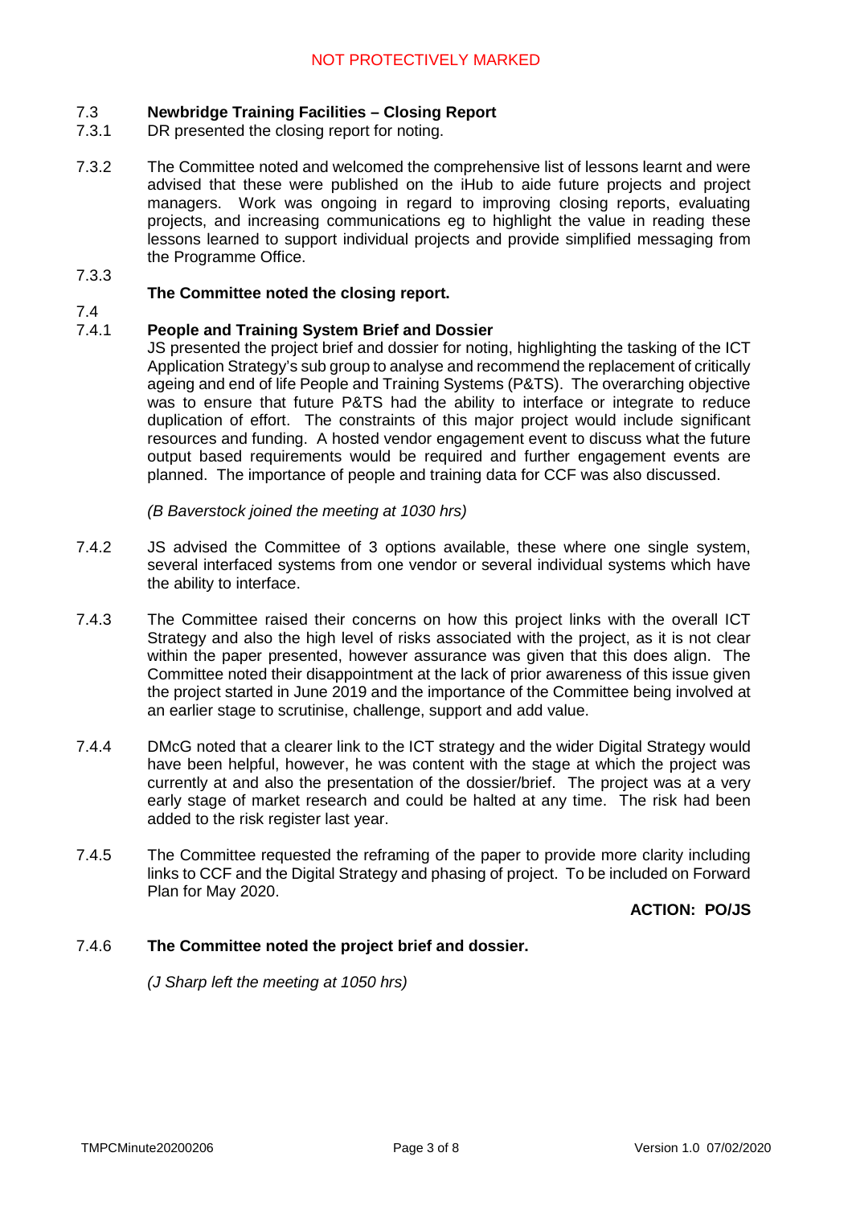## 7.3 Newbridge Training Facilities – Closing Report

7.3.1 DR presented the closing report for noting.

7.3.2 The Committee noted and welcomed the comprehensive list of lessons learnt and were advised that these were published on the iHub to aide future projects and project managers. Work was ongoing in regard to improving closing reports, evaluating projects, and increasing communications eg to highlight the value in reading these lessons learned to support individual projects and provide simplified messaging from the Programme Office.

7.3.3 **The Committee noted the closing report.**

## 7.4 People and Training System Brief and Dossier

7.4.1 JS presented the project brief and dossier for noting, highlighting the tasking of the ICT Application Strategy's sub group to analyse and recommend the replacement of critically ageing and end of life People and Training Systems (P&TS). The overarching objective was to ensure that future P&TS had the ability to interface or integrate to reduce duplication of effort. The constraints of this major project would include significant resources and funding. A hosted vendor engagement event to discuss what the future output based requirements would be required and further engagement events are planned. The importance of people and training data for CCF was also discussed.

*(B Baverstock joined the meeting at 1030 hrs)*

7.4.2 JS advised the Committee of 3 options available, these where one single system, several interfaced systems from one vendor or several individual systems which have the ability to interface.

7.4.3 The Committee raised their concerns on how this project links with the overall ICT Strategy and also the high level of risks associated with the project, as it is not clear within the paper presented, however assurance was given that this does align. The Committee noted their disappointment at the lack of prior awareness of this issue given the project started in June 2019 and the importance of the Committee being involved at an earlier stage to scrutinise, challenge, support and add value.

7.4.4 DMcG noted that a clearer link to the ICT strategy and the wider Digital Strategy would have been helpful, however, he was content with the stage at which the project was currently at and also the presentation of the dossier/brief. The project was at a very early stage of market research and could be halted at any time. The risk had been added to the risk register last year.

7.4.5 The Committee requested the reframing of the paper to provide more clarity including links to CCF and the Digital Strategy and phasing of project. To be included on Forward Plan for May 2020.

**ACTION: PO/JS**

7.4.6 **The Committee noted the project brief and dossier.**

*(J Sharp left the meeting at 1050 hrs)*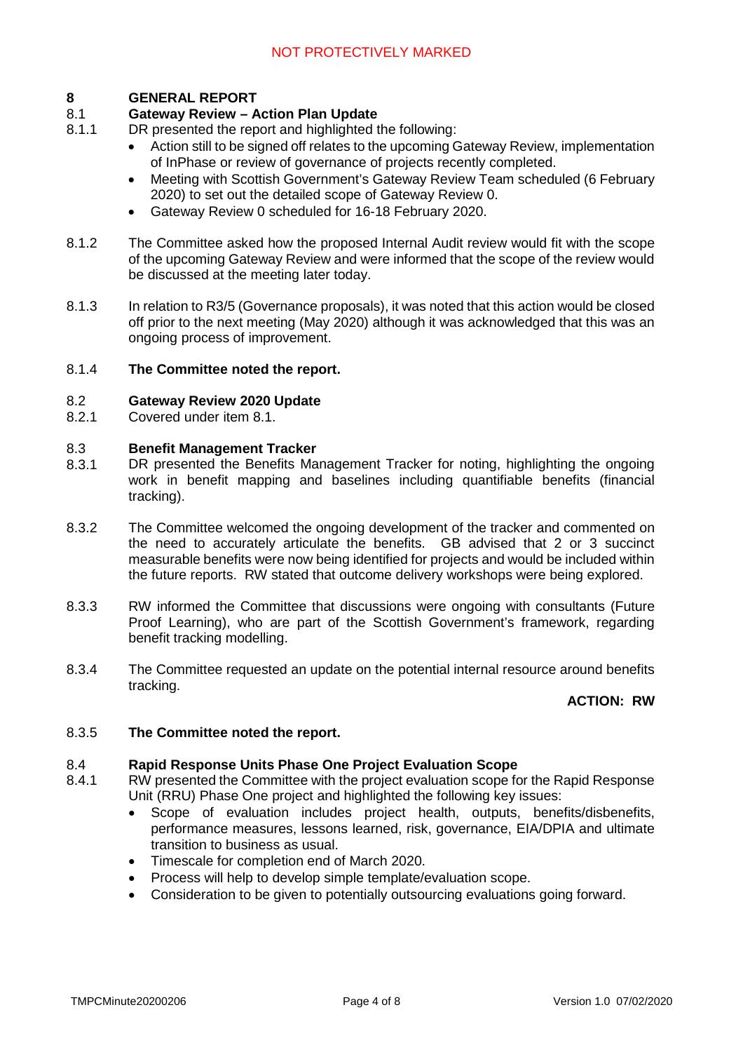## 8 GENERAL REPORT

### 8.1 Gateway Review – Action Plan Update

8.1.1 DR presented the report and highlighted the following:

- Action still to be signed off relates to the upcoming Gateway Review, implementation of InPhase or review of governance of projects recently completed.
- Meeting with Scottish Government's Gateway Review Team scheduled (6 February 2020) to set out the detailed scope of Gateway Review 0.
- Gateway Review 0 scheduled for 16-18 February 2020.

8.1.2 The Committee asked how the proposed Internal Audit review would fit with the scope of the upcoming Gateway Review and were informed that the scope of the review would be discussed at the meeting later today.

8.1.3 In relation to R3/5 (Governance proposals), it was noted that this action would be closed off prior to the next meeting (May 2020) although it was acknowledged that this was an ongoing process of improvement.

8.1.4 **The Committee noted the report.**

### 8.2 Gateway Review 2020 Update

8.2.1 Covered under item 8.1.

### 8.3 Benefit Management Tracker

8.3.1 DR presented the Benefits Management Tracker for noting, highlighting the ongoing work in benefit mapping and baselines including quantifiable benefits (financial tracking).

8.3.2 The Committee welcomed the ongoing development of the tracker and commented on the need to accurately articulate the benefits. GB advised that 2 or 3 succinct measurable benefits were now being identified for projects and would be included within the future reports. RW stated that outcome delivery workshops were being explored.

8.3.3 RW informed the Committee that discussions were ongoing with consultants (Future Proof Learning), who are part of the Scottish Government's framework, regarding benefit tracking modelling.

8.3.4 The Committee requested an update on the potential internal resource around benefits tracking.

**ACTION: RW**

8.3.5 **The Committee noted the report.**

### 8.4 Rapid Response Units Phase One Project Evaluation Scope

8.4.1 RW presented the Committee with the project evaluation scope for the Rapid Response Unit (RRU) Phase One project and highlighted the following key issues:

- Scope of evaluation includes project health, outputs, benefits/disbenefits, performance measures, lessons learned, risk, governance, EIA/DPIA and ultimate transition to business as usual.
- Timescale for completion end of March 2020.
- Process will help to develop simple template/evaluation scope.
- Consideration to be given to potentially outsourcing evaluations going forward.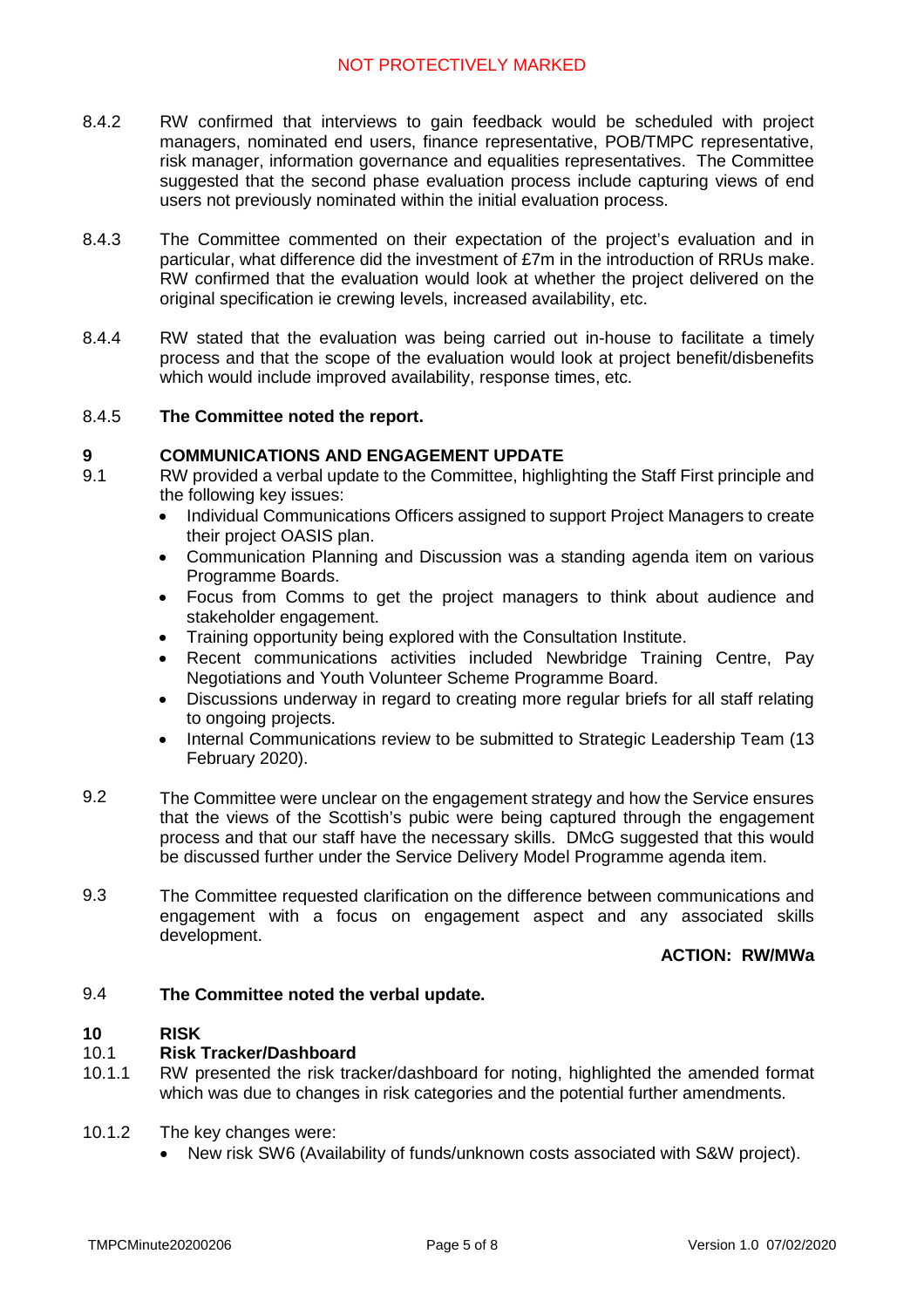8.4.2 RW confirmed that interviews to gain feedback would be scheduled with project managers, nominated end users, finance representative, POB/TMPC representative, risk manager, information governance and equalities representatives. The Committee suggested that the second phase evaluation process include capturing views of end users not previously nominated within the initial evaluation process.

8.4.3 The Committee commented on their expectation of the project's evaluation and in particular, what difference did the investment of £7m in the introduction of RRUs make. RW confirmed that the evaluation would look at whether the project delivered on the original specification ie crewing levels, increased availability, etc.

8.4.4 RW stated that the evaluation was being carried out in-house to facilitate a timely process and that the scope of the evaluation would look at project benefit/disbenefits which would include improved availability, response times, etc.

8.4.5 **The Committee noted the report.**

## 9 COMMUNICATIONS AND ENGAGEMENT UPDATE

9.1 RW provided a verbal update to the Committee, highlighting the Staff First principle and the following key issues:

- Individual Communications Officers assigned to support Project Managers to create their project OASIS plan.
- Communication Planning and Discussion was a standing agenda item on various Programme Boards.
- Focus from Comms to get the project managers to think about audience and stakeholder engagement.
- Training opportunity being explored with the Consultation Institute.
- Recent communications activities included Newbridge Training Centre, Pay Negotiations and Youth Volunteer Scheme Programme Board.
- Discussions underway in regard to creating more regular briefs for all staff relating to ongoing projects.
- Internal Communications review to be submitted to Strategic Leadership Team (13 February 2020).

9.2 The Committee were unclear on the engagement strategy and how the Service ensures that the views of the Scottish's pubic were being captured through the engagement process and that our staff have the necessary skills. DMcG suggested that this would be discussed further under the Service Delivery Model Programme agenda item.

9.3 The Committee requested clarification on the difference between communications and engagement with a focus on engagement aspect and any associated skills development.

**ACTION: RW/MWa**

9.4 **The Committee noted the verbal update.**

## 10 RISK

### 10.1 Risk Tracker/Dashboard

10.1.1 RW presented the risk tracker/dashboard for noting, highlighted the amended format which was due to changes in risk categories and the potential further amendments.

10.1.2 The key changes were:

- New risk SW6 (Availability of funds/unknown costs associated with S&W project).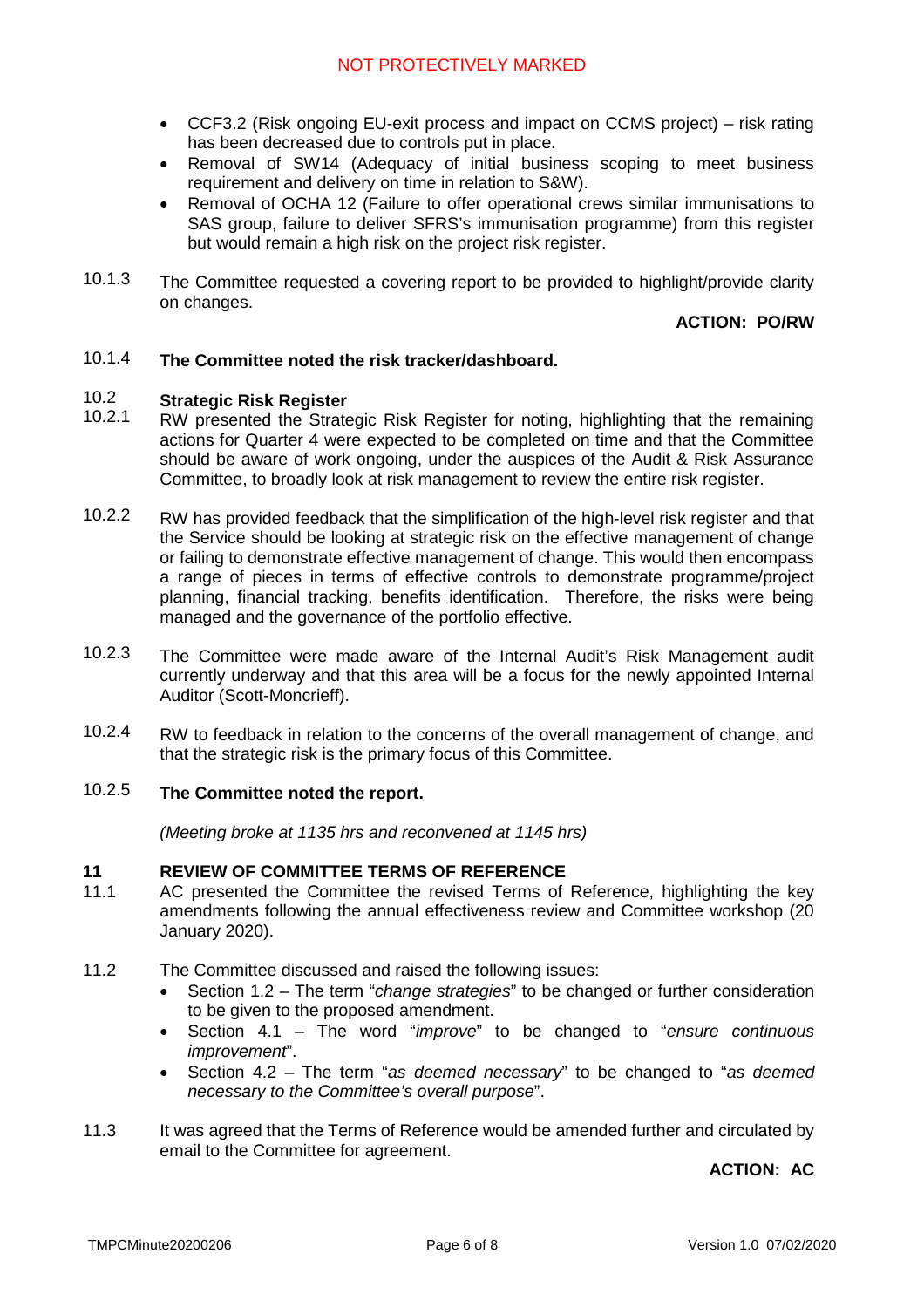- CCF3.2 (Risk ongoing EU-exit process and impact on CCMS project) – risk rating has been decreased due to controls put in place.
- Removal of SW14 (Adequacy of initial business scoping to meet business requirement and delivery on time in relation to S&W).
- Removal of OCHA 12 (Failure to offer operational crews similar immunisations to SAS group, failure to deliver SFRS's immunisation programme) from this register but would remain a high risk on the project risk register.

10.1.3 The Committee requested a covering report to be provided to highlight/provide clarity on changes.

**ACTION: PO/RW**

10.1.4 **The Committee noted the risk tracker/dashboard.**

10.2 **Strategic Risk Register**

10.2.1 RW presented the Strategic Risk Register for noting, highlighting that the remaining actions for Quarter 4 were expected to be completed on time and that the Committee should be aware of work ongoing, under the auspices of the Audit & Risk Assurance Committee, to broadly look at risk management to review the entire risk register.

10.2.2 RW has provided feedback that the simplification of the high-level risk register and that the Service should be looking at strategic risk on the effective management of change or failing to demonstrate effective management of change. This would then encompass a range of pieces in terms of effective controls to demonstrate programme/project planning, financial tracking, benefits identification. Therefore, the risks were being managed and the governance of the portfolio effective.

10.2.3 The Committee were made aware of the Internal Audit's Risk Management audit currently underway and that this area will be a focus for the newly appointed Internal Auditor (Scott-Moncrieff).

10.2.4 RW to feedback in relation to the concerns of the overall management of change, and that the strategic risk is the primary focus of this Committee.

10.2.5 **The Committee noted the report.**

*(Meeting broke at 1135 hrs and reconvened at 1145 hrs)*

## 11 REVIEW OF COMMITTEE TERMS OF REFERENCE

11.1 AC presented the Committee the revised Terms of Reference, highlighting the key amendments following the annual effectiveness review and Committee workshop (20 January 2020).

11.2 The Committee discussed and raised the following issues:

- Section 1.2 – The term "*change strategies*" to be changed or further consideration to be given to the proposed amendment.
- Section 4.1 – The word "*improve*" to be changed to "*ensure continuous improvement*".
- Section 4.2 – The term "*as deemed necessary*" to be changed to "*as deemed necessary to the Committee's overall purpose*".

11.3 It was agreed that the Terms of Reference would be amended further and circulated by email to the Committee for agreement.

**ACTION: AC**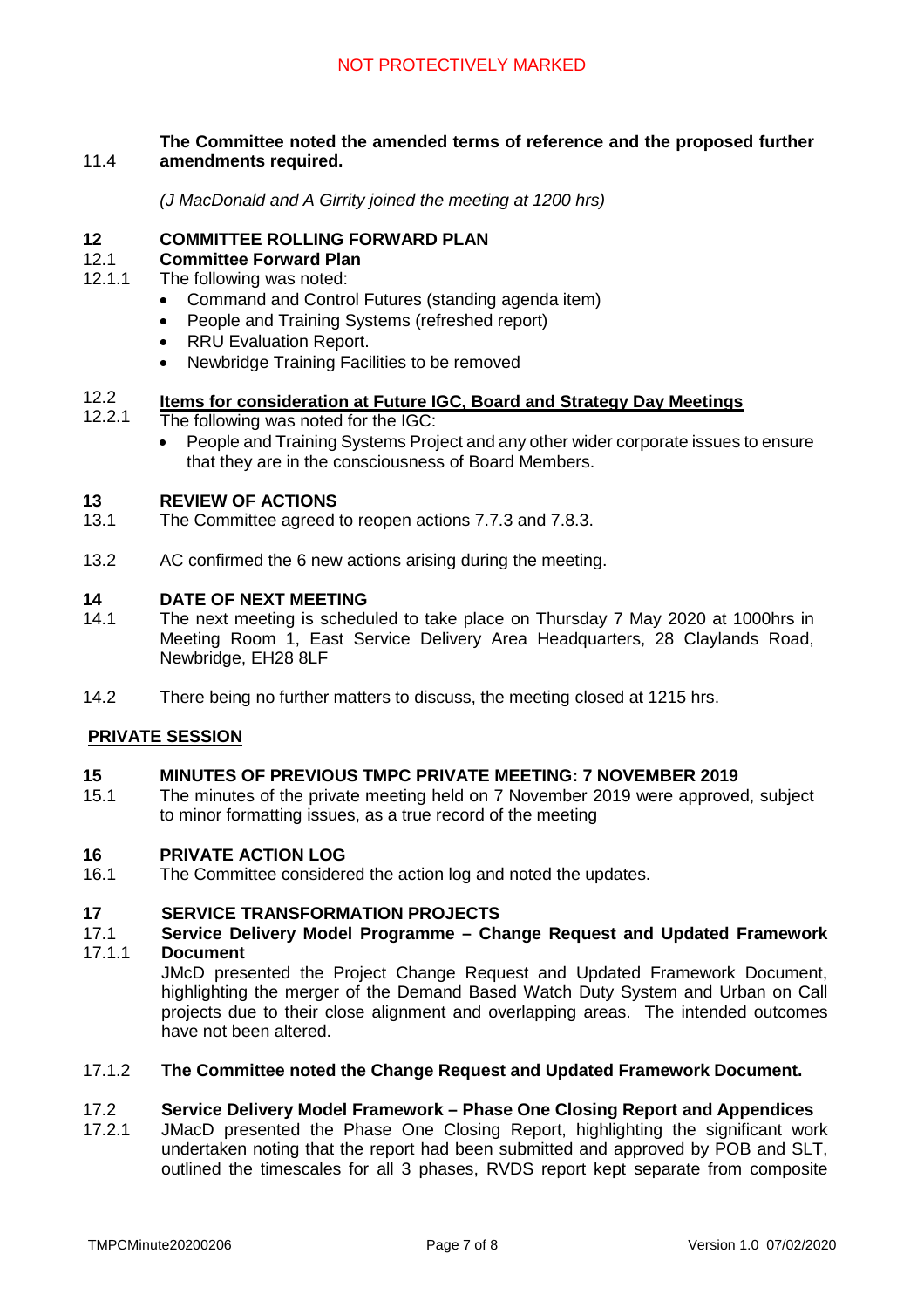**11.4 The Committee noted the amended terms of reference and the proposed further amendments required.**

*(J MacDonald and A Girrity joined the meeting at 1200 hrs)*

## 12 COMMITTEE ROLLING FORWARD PLAN

**12.1 Committee Forward Plan**

12.1.1 The following was noted:

- Command and Control Futures (standing agenda item)
- People and Training Systems (refreshed report)
- RRU Evaluation Report.
- Newbridge Training Facilities to be removed

**12.2 Items for consideration at Future IGC, Board and Strategy Day Meetings**

12.2.1 The following was noted for the IGC:

- People and Training Systems Project and any other wider corporate issues to ensure that they are in the consciousness of Board Members.

## 13 REVIEW OF ACTIONS

13.1 The Committee agreed to reopen actions 7.7.3 and 7.8.3.

13.2 AC confirmed the 6 new actions arising during the meeting.

## 14 DATE OF NEXT MEETING

14.1 The next meeting is scheduled to take place on Thursday 7 May 2020 at 1000hrs in Meeting Room 1, East Service Delivery Area Headquarters, 28 Claylands Road, Newbridge, EH28 8LF

14.2 There being no further matters to discuss, the meeting closed at 1215 hrs.

## PRIVATE SESSION

## 15 MINUTES OF PREVIOUS TMPC PRIVATE MEETING: 7 NOVEMBER 2019

15.1 The minutes of the private meeting held on 7 November 2019 were approved, subject to minor formatting issues, as a true record of the meeting

## 16 PRIVATE ACTION LOG

16.1 The Committee considered the action log and noted the updates.

## 17 SERVICE TRANSFORMATION PROJECTS

**17.1 Service Delivery Model Programme – Change Request and Updated Framework Document**

17.1.1 JMcD presented the Project Change Request and Updated Framework Document, highlighting the merger of the Demand Based Watch Duty System and Urban on Call projects due to their close alignment and overlapping areas. The intended outcomes have not been altered.

**17.1.2 The Committee noted the Change Request and Updated Framework Document.**

**17.2 Service Delivery Model Framework – Phase One Closing Report and Appendices**

17.2.1 JMacD presented the Phase One Closing Report, highlighting the significant work undertaken noting that the report had been submitted and approved by POB and SLT, outlined the timescales for all 3 phases, RVDS report kept separate from composite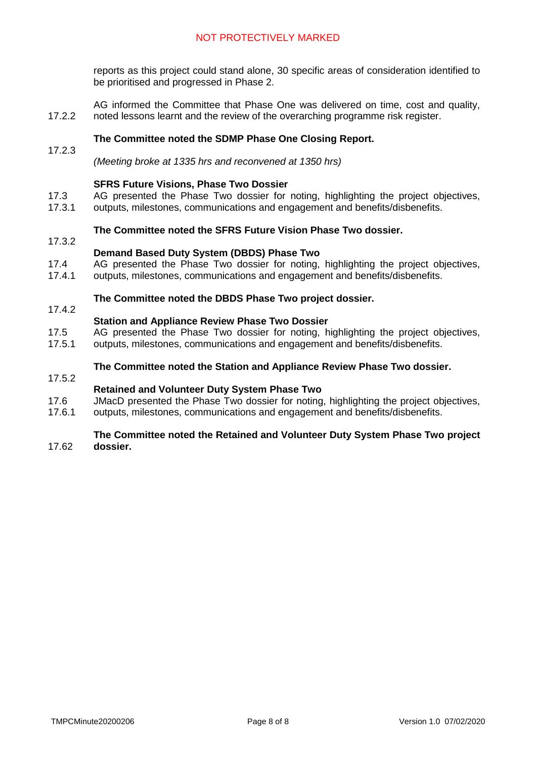reports as this project could stand alone, 30 specific areas of consideration identified to be prioritised and progressed in Phase 2.

17.2.2 AG informed the Committee that Phase One was delivered on time, cost and quality, noted lessons learnt and the review of the overarching programme risk register.

17.2.3 **The Committee noted the SDMP Phase One Closing Report.**

*(Meeting broke at 1335 hrs and reconvened at 1350 hrs)*

**17.3 SFRS Future Visions, Phase Two Dossier**

17.3.1 AG presented the Phase Two dossier for noting, highlighting the project objectives, outputs, milestones, communications and engagement and benefits/disbenefits.

17.3.2 **The Committee noted the SFRS Future Vision Phase Two dossier.**

**17.4 Demand Based Duty System (DBDS) Phase Two**

17.4.1 AG presented the Phase Two dossier for noting, highlighting the project objectives, outputs, milestones, communications and engagement and benefits/disbenefits.

17.4.2 **The Committee noted the DBDS Phase Two project dossier.**

**17.5 Station and Appliance Review Phase Two Dossier**

17.5.1 AG presented the Phase Two dossier for noting, highlighting the project objectives, outputs, milestones, communications and engagement and benefits/disbenefits.

17.5.2 **The Committee noted the Station and Appliance Review Phase Two dossier.**

**17.6 Retained and Volunteer Duty System Phase Two**

17.6.1 JMacD presented the Phase Two dossier for noting, highlighting the project objectives, outputs, milestones, communications and engagement and benefits/disbenefits.

17.62 **The Committee noted the Retained and Volunteer Duty System Phase Two project dossier.**